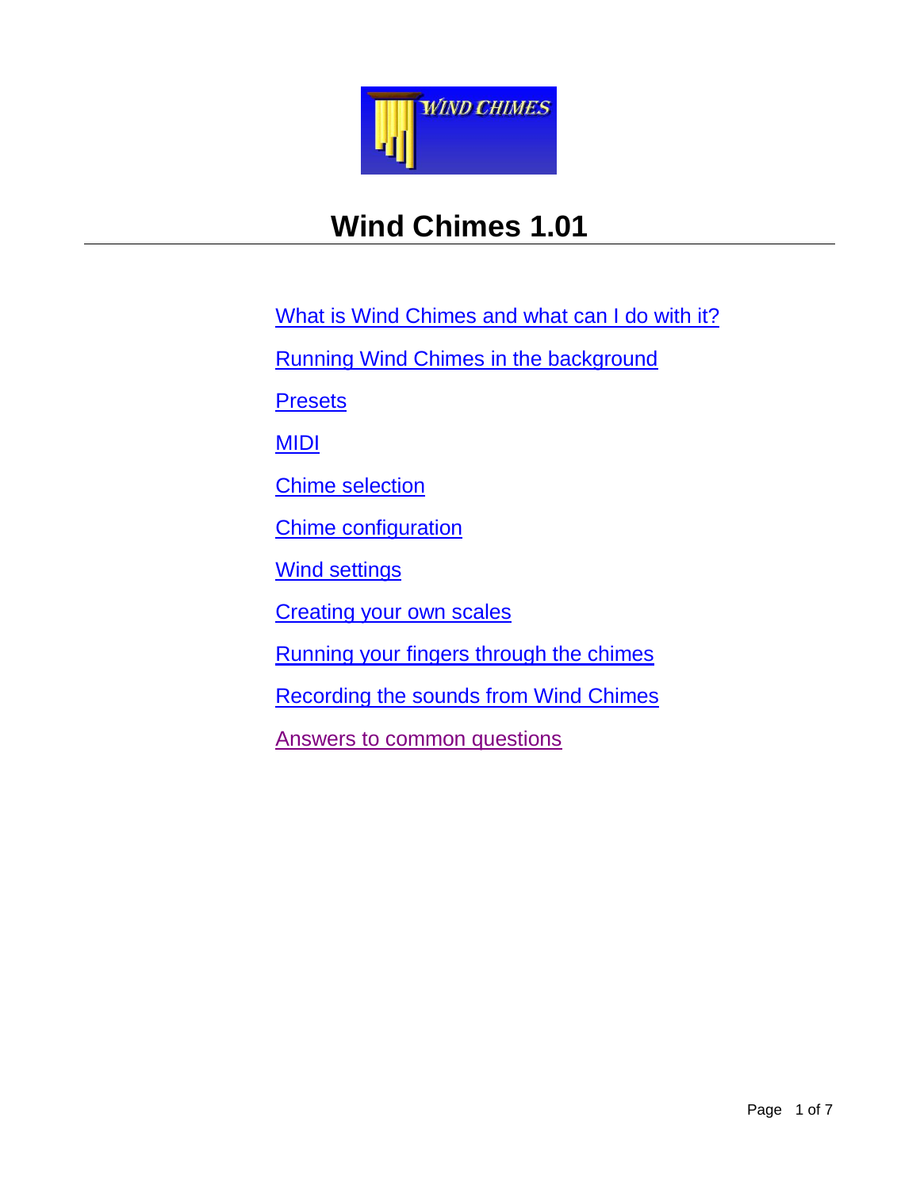# Wind Chimes 1.01

- What is Wind Chimes and what can I do with it?
- Running Wind Chimes in the background
- Presets
- MIDI
- Chime selection
- Chime configuration
- Wind settings
- Creating your own scales
- Running your fingers through the chimes
- Recording the sounds from Wind Chimes
- Answers to common questions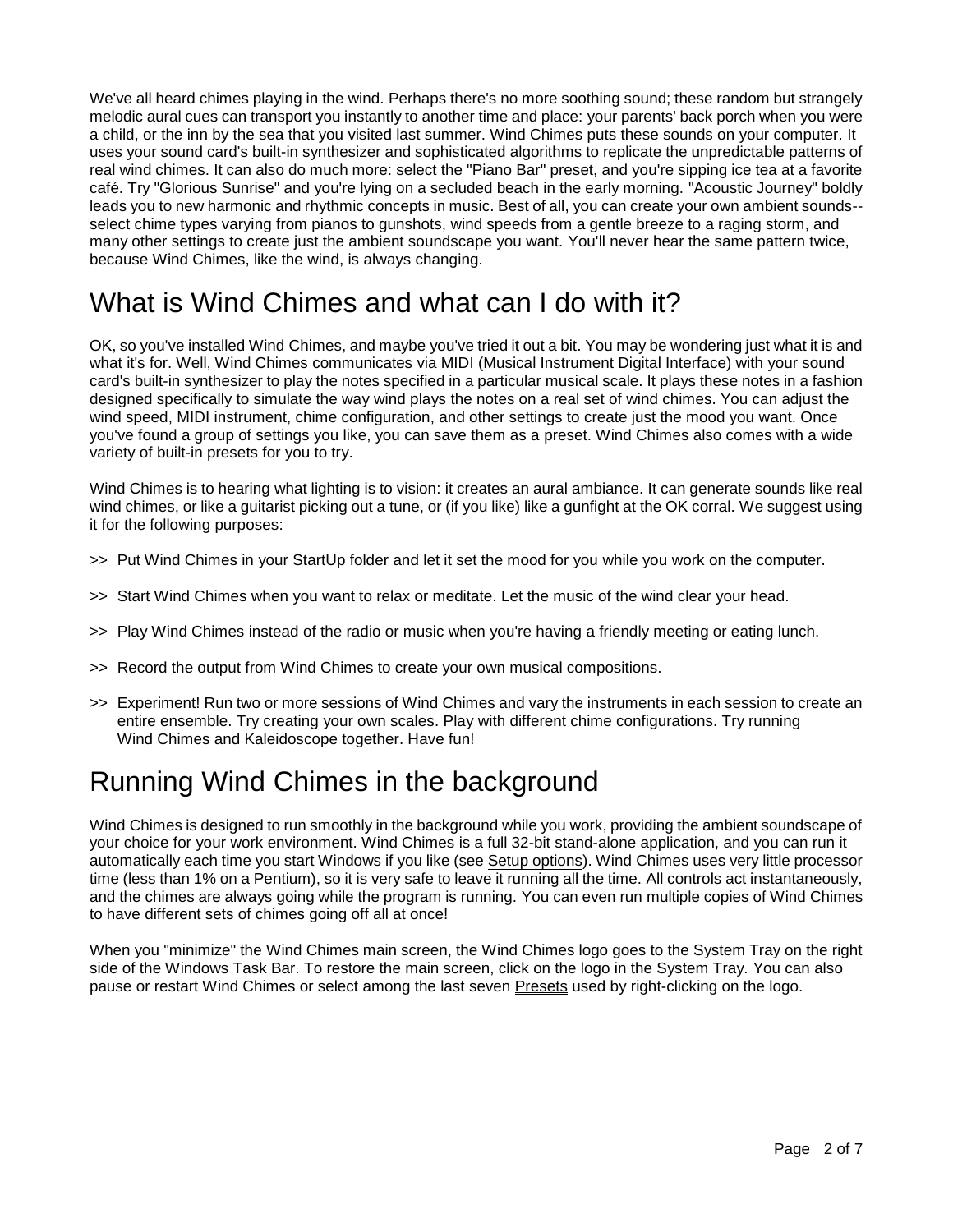We've all heard chimes playing in the wind. Perhaps there's no more soothing sound; these random but strangely melodic aural cues can transport you instantly to another time and place: your parents' back porch when you were a child, or the inn by the sea that you visited last summer. Wind Chimes puts these sounds on your computer. It uses your sound card's built-in synthesizer and sophisticated algorithms to replicate the unpredictable patterns of real wind chimes. It can also do much more: select the "Piano Bar" preset, and you're sipping ice tea at a favorite café. Try "Glorious Sunrise" and you're lying on a secluded beach in the early morning. "Acoustic Journey" boldly leads you to new harmonic and rhythmic concepts in music. Best of all, you can create your own ambient sounds--select chime types varying from pianos to gunshots, wind speeds from a gentle breeze to a raging storm, and many other settings to create just the ambient soundscape you want. You'll never hear the same pattern twice, because Wind Chimes, like the wind, is always changing.

# What is Wind Chimes and what can I do with it?

OK, so you've installed Wind Chimes, and maybe you've tried it out a bit. You may be wondering just what it is and what it's for. Well, Wind Chimes communicates via MIDI (Musical Instrument Digital Interface) with your sound card's built-in synthesizer to play the notes specified in a particular musical scale. It plays these notes in a fashion designed specifically to simulate the way wind plays the notes on a real set of wind chimes. You can adjust the wind speed, MIDI instrument, chime configuration, and other settings to create just the mood you want. Once you've found a group of settings you like, you can save them as a preset. Wind Chimes also comes with a wide variety of built-in presets for you to try.

Wind Chimes is to hearing what lighting is to vision: it creates an aural ambiance. It can generate sounds like real wind chimes, or like a guitarist picking out a tune, or (if you like) like a gunfight at the OK corral. We suggest using it for the following purposes:

>> Put Wind Chimes in your StartUp folder and let it set the mood for you while you work on the computer.

>> Start Wind Chimes when you want to relax or meditate. Let the music of the wind clear your head.

>> Play Wind Chimes instead of the radio or music when you're having a friendly meeting or eating lunch.

>> Record the output from Wind Chimes to create your own musical compositions.

>> Experiment! Run two or more sessions of Wind Chimes and vary the instruments in each session to create an entire ensemble. Try creating your own scales. Play with different chime configurations. Try running Wind Chimes and Kaleidoscope together. Have fun!

# Running Wind Chimes in the background

Wind Chimes is designed to run smoothly in the background while you work, providing the ambient soundscape of your choice for your work environment. Wind Chimes is a full 32-bit stand-alone application, and you can run it automatically each time you start Windows if you like (see Setup options). Wind Chimes uses very little processor time (less than 1% on a Pentium), so it is very safe to leave it running all the time. All controls act instantaneously, and the chimes are always going while the program is running. You can even run multiple copies of Wind Chimes to have different sets of chimes going off all at once!

When you "minimize" the Wind Chimes main screen, the Wind Chimes logo goes to the System Tray on the right side of the Windows Task Bar. To restore the main screen, click on the logo in the System Tray. You can also pause or restart Wind Chimes or select among the last seven Presets used by right-clicking on the logo.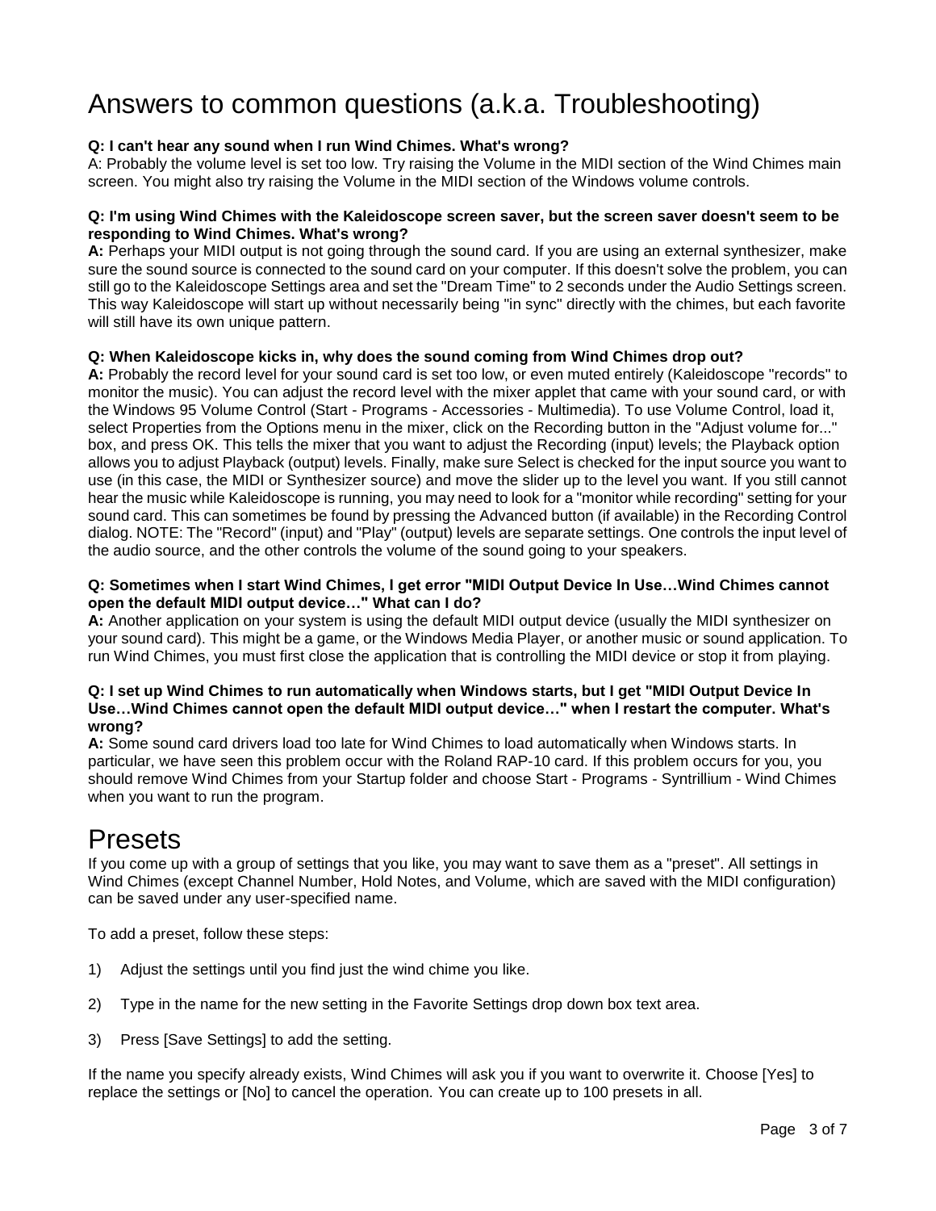# Answers to common questions (a.k.a. Troubleshooting)

**Q: I can't hear any sound when I run Wind Chimes. What's wrong?**
A: Probably the volume level is set too low. Try raising the Volume in the MIDI section of the Wind Chimes main screen. You might also try raising the Volume in the MIDI section of the Windows volume controls.

**Q: I'm using Wind Chimes with the Kaleidoscope screen saver, but the screen saver doesn't seem to be responding to Wind Chimes. What's wrong?**
**A:** Perhaps your MIDI output is not going through the sound card. If you are using an external synthesizer, make sure the sound source is connected to the sound card on your computer. If this doesn't solve the problem, you can still go to the Kaleidoscope Settings area and set the "Dream Time" to 2 seconds under the Audio Settings screen. This way Kaleidoscope will start up without necessarily being "in sync" directly with the chimes, but each favorite will still have its own unique pattern.

**Q: When Kaleidoscope kicks in, why does the sound coming from Wind Chimes drop out?**
**A:** Probably the record level for your sound card is set too low, or even muted entirely (Kaleidoscope "records" to monitor the music). You can adjust the record level with the mixer applet that came with your sound card, or with the Windows 95 Volume Control (Start - Programs - Accessories - Multimedia). To use Volume Control, load it, select Properties from the Options menu in the mixer, click on the Recording button in the "Adjust volume for..." box, and press OK. This tells the mixer that you want to adjust the Recording (input) levels; the Playback option allows you to adjust Playback (output) levels. Finally, make sure Select is checked for the input source you want to use (in this case, the MIDI or Synthesizer source) and move the slider up to the level you want. If you still cannot hear the music while Kaleidoscope is running, you may need to look for a "monitor while recording" setting for your sound card. This can sometimes be found by pressing the Advanced button (if available) in the Recording Control dialog. NOTE: The "Record" (input) and "Play" (output) levels are separate settings. One controls the input level of the audio source, and the other controls the volume of the sound going to your speakers.

**Q: Sometimes when I start Wind Chimes, I get error "MIDI Output Device In Use…Wind Chimes cannot open the default MIDI output device…" What can I do?**
**A:** Another application on your system is using the default MIDI output device (usually the MIDI synthesizer on your sound card). This might be a game, or the Windows Media Player, or another music or sound application. To run Wind Chimes, you must first close the application that is controlling the MIDI device or stop it from playing.

**Q: I set up Wind Chimes to run automatically when Windows starts, but I get "MIDI Output Device In Use…Wind Chimes cannot open the default MIDI output device…" when I restart the computer. What's wrong?**
**A:** Some sound card drivers load too late for Wind Chimes to load automatically when Windows starts. In particular, we have seen this problem occur with the Roland RAP-10 card. If this problem occurs for you, you should remove Wind Chimes from your Startup folder and choose Start - Programs - Syntrillium - Wind Chimes when you want to run the program.

# Presets

If you come up with a group of settings that you like, you may want to save them as a "preset". All settings in Wind Chimes (except Channel Number, Hold Notes, and Volume, which are saved with the MIDI configuration) can be saved under any user-specified name.

To add a preset, follow these steps:

1) Adjust the settings until you find just the wind chime you like.

2) Type in the name for the new setting in the Favorite Settings drop down box text area.

3) Press [Save Settings] to add the setting.

If the name you specify already exists, Wind Chimes will ask you if you want to overwrite it. Choose [Yes] to replace the settings or [No] to cancel the operation. You can create up to 100 presets in all.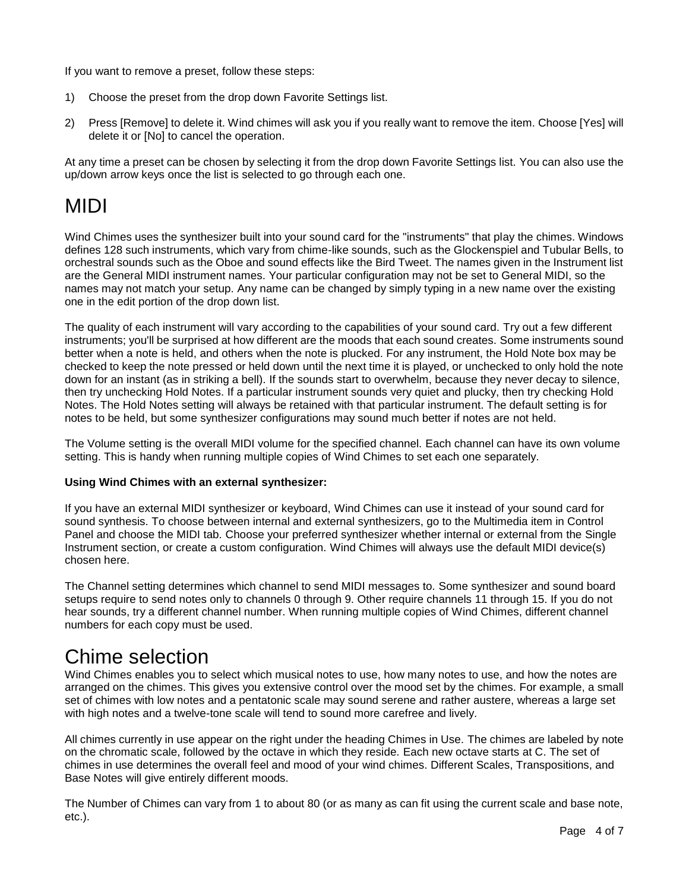If you want to remove a preset, follow these steps:

1) Choose the preset from the drop down Favorite Settings list.

2) Press [Remove] to delete it. Wind chimes will ask you if you really want to remove the item. Choose [Yes] will delete it or [No] to cancel the operation.

At any time a preset can be chosen by selecting it from the drop down Favorite Settings list. You can also use the up/down arrow keys once the list is selected to go through each one.

# MIDI

Wind Chimes uses the synthesizer built into your sound card for the "instruments" that play the chimes. Windows defines 128 such instruments, which vary from chime-like sounds, such as the Glockenspiel and Tubular Bells, to orchestral sounds such as the Oboe and sound effects like the Bird Tweet. The names given in the Instrument list are the General MIDI instrument names. Your particular configuration may not be set to General MIDI, so the names may not match your setup. Any name can be changed by simply typing in a new name over the existing one in the edit portion of the drop down list.

The quality of each instrument will vary according to the capabilities of your sound card. Try out a few different instruments; you'll be surprised at how different are the moods that each sound creates. Some instruments sound better when a note is held, and others when the note is plucked. For any instrument, the Hold Note box may be checked to keep the note pressed or held down until the next time it is played, or unchecked to only hold the note down for an instant (as in striking a bell). If the sounds start to overwhelm, because they never decay to silence, then try unchecking Hold Notes. If a particular instrument sounds very quiet and plucky, then try checking Hold Notes. The Hold Notes setting will always be retained with that particular instrument. The default setting is for notes to be held, but some synthesizer configurations may sound much better if notes are not held.

The Volume setting is the overall MIDI volume for the specified channel. Each channel can have its own volume setting. This is handy when running multiple copies of Wind Chimes to set each one separately.

**Using Wind Chimes with an external synthesizer:**

If you have an external MIDI synthesizer or keyboard, Wind Chimes can use it instead of your sound card for sound synthesis. To choose between internal and external synthesizers, go to the Multimedia item in Control Panel and choose the MIDI tab. Choose your preferred synthesizer whether internal or external from the Single Instrument section, or create a custom configuration. Wind Chimes will always use the default MIDI device(s) chosen here.

The Channel setting determines which channel to send MIDI messages to. Some synthesizer and sound board setups require to send notes only to channels 0 through 9. Other require channels 11 through 15. If you do not hear sounds, try a different channel number. When running multiple copies of Wind Chimes, different channel numbers for each copy must be used.

# Chime selection

Wind Chimes enables you to select which musical notes to use, how many notes to use, and how the notes are arranged on the chimes. This gives you extensive control over the mood set by the chimes. For example, a small set of chimes with low notes and a pentatonic scale may sound serene and rather austere, whereas a large set with high notes and a twelve-tone scale will tend to sound more carefree and lively.

All chimes currently in use appear on the right under the heading Chimes in Use. The chimes are labeled by note on the chromatic scale, followed by the octave in which they reside. Each new octave starts at C. The set of chimes in use determines the overall feel and mood of your wind chimes. Different Scales, Transpositions, and Base Notes will give entirely different moods.

The Number of Chimes can vary from 1 to about 80 (or as many as can fit using the current scale and base note, etc.).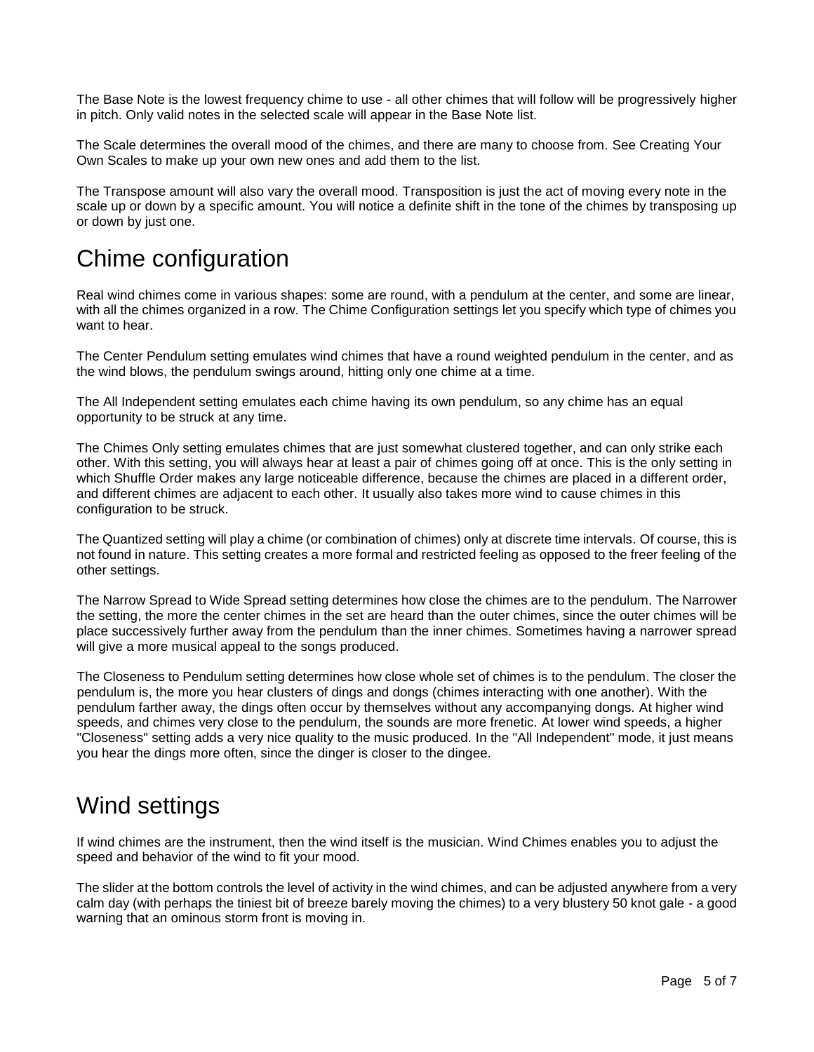The Base Note is the lowest frequency chime to use - all other chimes that will follow will be progressively higher in pitch. Only valid notes in the selected scale will appear in the Base Note list.

The Scale determines the overall mood of the chimes, and there are many to choose from. See Creating Your Own Scales to make up your own new ones and add them to the list.

The Transpose amount will also vary the overall mood. Transposition is just the act of moving every note in the scale up or down by a specific amount. You will notice a definite shift in the tone of the chimes by transposing up or down by just one.

# Chime configuration

Real wind chimes come in various shapes: some are round, with a pendulum at the center, and some are linear, with all the chimes organized in a row. The Chime Configuration settings let you specify which type of chimes you want to hear.

The Center Pendulum setting emulates wind chimes that have a round weighted pendulum in the center, and as the wind blows, the pendulum swings around, hitting only one chime at a time.

The All Independent setting emulates each chime having its own pendulum, so any chime has an equal opportunity to be struck at any time.

The Chimes Only setting emulates chimes that are just somewhat clustered together, and can only strike each other. With this setting, you will always hear at least a pair of chimes going off at once. This is the only setting in which Shuffle Order makes any large noticeable difference, because the chimes are placed in a different order, and different chimes are adjacent to each other. It usually also takes more wind to cause chimes in this configuration to be struck.

The Quantized setting will play a chime (or combination of chimes) only at discrete time intervals. Of course, this is not found in nature. This setting creates a more formal and restricted feeling as opposed to the freer feeling of the other settings.

The Narrow Spread to Wide Spread setting determines how close the chimes are to the pendulum. The Narrower the setting, the more the center chimes in the set are heard than the outer chimes, since the outer chimes will be place successively further away from the pendulum than the inner chimes. Sometimes having a narrower spread will give a more musical appeal to the songs produced.

The Closeness to Pendulum setting determines how close whole set of chimes is to the pendulum. The closer the pendulum is, the more you hear clusters of dings and dongs (chimes interacting with one another). With the pendulum farther away, the dings often occur by themselves without any accompanying dongs. At higher wind speeds, and chimes very close to the pendulum, the sounds are more frenetic. At lower wind speeds, a higher "Closeness" setting adds a very nice quality to the music produced. In the "All Independent" mode, it just means you hear the dings more often, since the dinger is closer to the dingee.

# Wind settings

If wind chimes are the instrument, then the wind itself is the musician. Wind Chimes enables you to adjust the speed and behavior of the wind to fit your mood.

The slider at the bottom controls the level of activity in the wind chimes, and can be adjusted anywhere from a very calm day (with perhaps the tiniest bit of breeze barely moving the chimes) to a very blustery 50 knot gale - a good warning that an ominous storm front is moving in.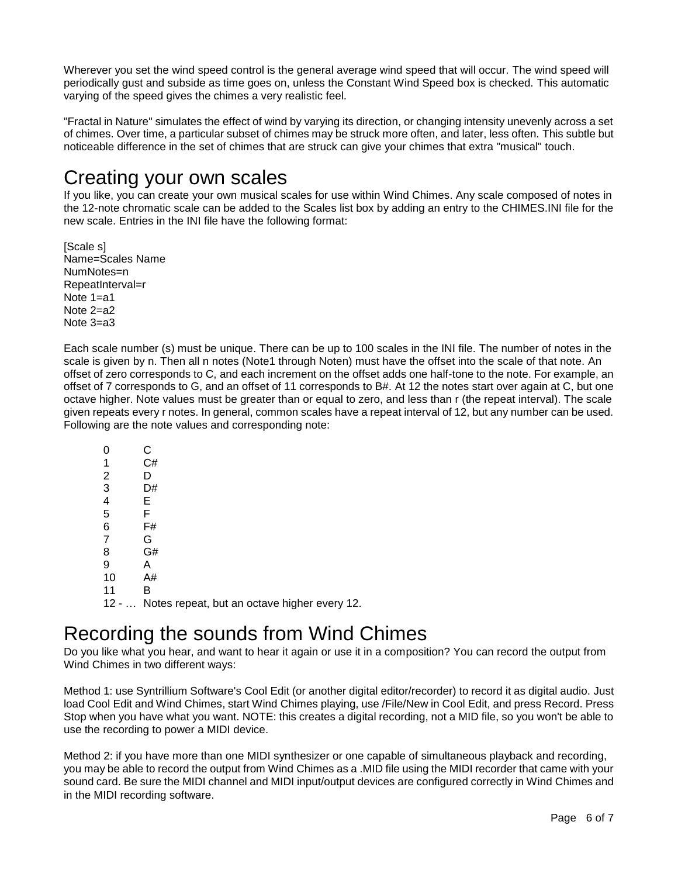Wherever you set the wind speed control is the general average wind speed that will occur. The wind speed will periodically gust and subside as time goes on, unless the Constant Wind Speed box is checked. This automatic varying of the speed gives the chimes a very realistic feel.

"Fractal in Nature" simulates the effect of wind by varying its direction, or changing intensity unevenly across a set of chimes. Over time, a particular subset of chimes may be struck more often, and later, less often. This subtle but noticeable difference in the set of chimes that are struck can give your chimes that extra "musical" touch.

# Creating your own scales

If you like, you can create your own musical scales for use within Wind Chimes. Any scale composed of notes in the 12-note chromatic scale can be added to the Scales list box by adding an entry to the CHIMES.INI file for the new scale. Entries in the INI file have the following format:

```
[Scale s]
Name=Scales Name
NumNotes=n
RepeatInterval=r
Note 1=a1
Note 2=a2
Note 3=a3
```

Each scale number (s) must be unique. There can be up to 100 scales in the INI file. The number of notes in the scale is given by n. Then all n notes (Note1 through Noten) must have the offset into the scale of that note. An offset of zero corresponds to C, and each increment on the offset adds one half-tone to the note. For example, an offset of 7 corresponds to G, and an offset of 11 corresponds to B#. At 12 the notes start over again at C, but one octave higher. Note values must be greater than or equal to zero, and less than r (the repeat interval). The scale given repeats every r notes. In general, common scales have a repeat interval of 12, but any number can be used. Following are the note values and corresponding note:

| | |
|---|---|
| 0 | C |
| 1 | C# |
| 2 | D |
| 3 | D# |
| 4 | E |
| 5 | F |
| 6 | F# |
| 7 | G |
| 8 | G# |
| 9 | A |
| 10 | A# |
| 11 | B |
| 12 - … | Notes repeat, but an octave higher every 12. |

# Recording the sounds from Wind Chimes

Do you like what you hear, and want to hear it again or use it in a composition? You can record the output from Wind Chimes in two different ways:

Method 1: use Syntrillium Software's Cool Edit (or another digital editor/recorder) to record it as digital audio. Just load Cool Edit and Wind Chimes, start Wind Chimes playing, use /File/New in Cool Edit, and press Record. Press Stop when you have what you want. NOTE: this creates a digital recording, not a MID file, so you won't be able to use the recording to power a MIDI device.

Method 2: if you have more than one MIDI synthesizer or one capable of simultaneous playback and recording, you may be able to record the output from Wind Chimes as a .MID file using the MIDI recorder that came with your sound card. Be sure the MIDI channel and MIDI input/output devices are configured correctly in Wind Chimes and in the MIDI recording software.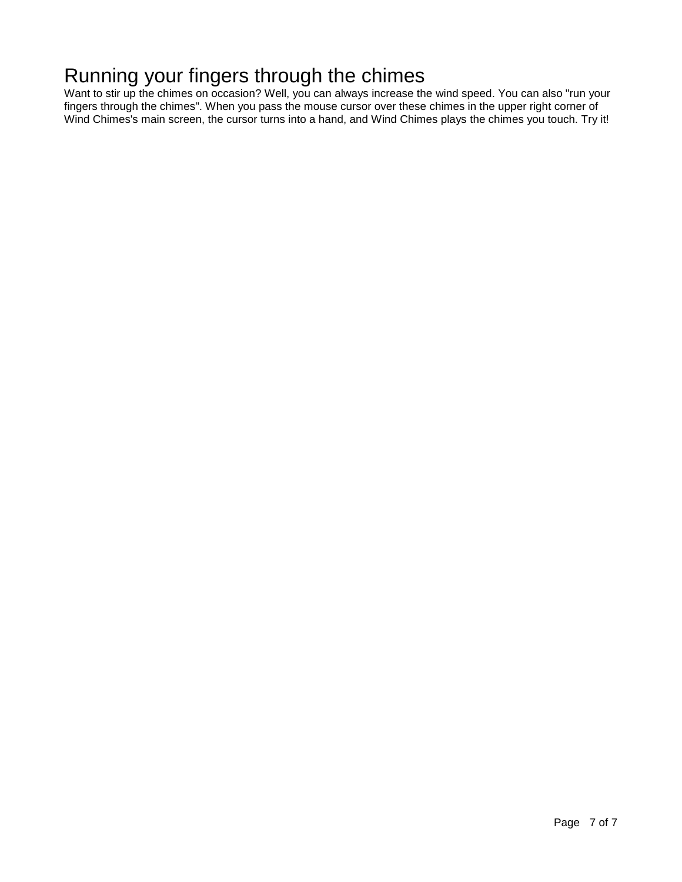# Running your fingers through the chimes

Want to stir up the chimes on occasion? Well, you can always increase the wind speed. You can also "run your fingers through the chimes". When you pass the mouse cursor over these chimes in the upper right corner of Wind Chimes's main screen, the cursor turns into a hand, and Wind Chimes plays the chimes you touch. Try it!